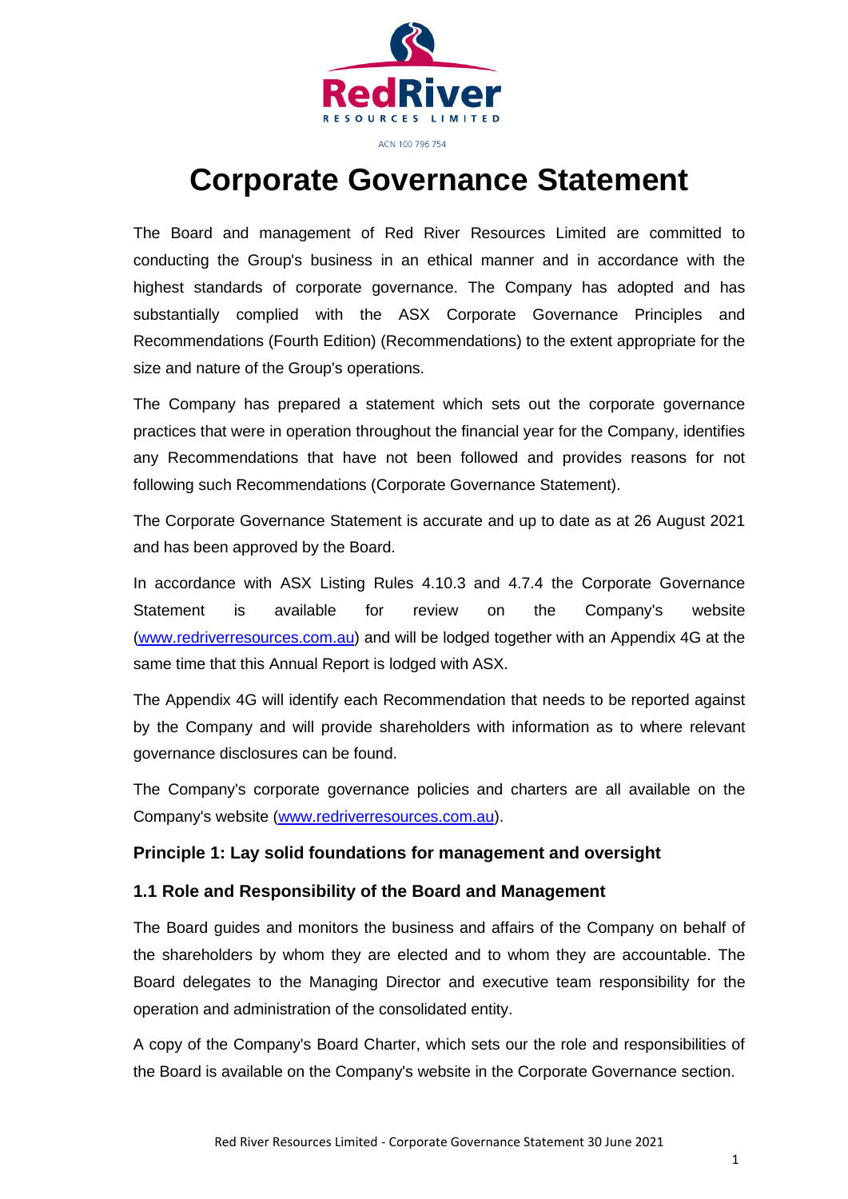RedRiver
RESOURCES LIMITED

ACN 100 796 754

# Corporate Governance Statement

The Board and management of Red River Resources Limited are committed to conducting the Group's business in an ethical manner and in accordance with the highest standards of corporate governance. The Company has adopted and has substantially complied with the ASX Corporate Governance Principles and Recommendations (Fourth Edition) (Recommendations) to the extent appropriate for the size and nature of the Group's operations.

The Company has prepared a statement which sets out the corporate governance practices that were in operation throughout the financial year for the Company, identifies any Recommendations that have not been followed and provides reasons for not following such Recommendations (Corporate Governance Statement).

The Corporate Governance Statement is accurate and up to date as at 26 August 2021 and has been approved by the Board.

In accordance with ASX Listing Rules 4.10.3 and 4.7.4 the Corporate Governance Statement is available for review on the Company's website (www.redriverresources.com.au) and will be lodged together with an Appendix 4G at the same time that this Annual Report is lodged with ASX.

The Appendix 4G will identify each Recommendation that needs to be reported against by the Company and will provide shareholders with information as to where relevant governance disclosures can be found.

The Company's corporate governance policies and charters are all available on the Company's website (www.redriverresources.com.au).

## Principle 1: Lay solid foundations for management and oversight

### 1.1 Role and Responsibility of the Board and Management

The Board guides and monitors the business and affairs of the Company on behalf of the shareholders by whom they are elected and to whom they are accountable. The Board delegates to the Managing Director and executive team responsibility for the operation and administration of the consolidated entity.

A copy of the Company's Board Charter, which sets our the role and responsibilities of the Board is available on the Company's website in the Corporate Governance section.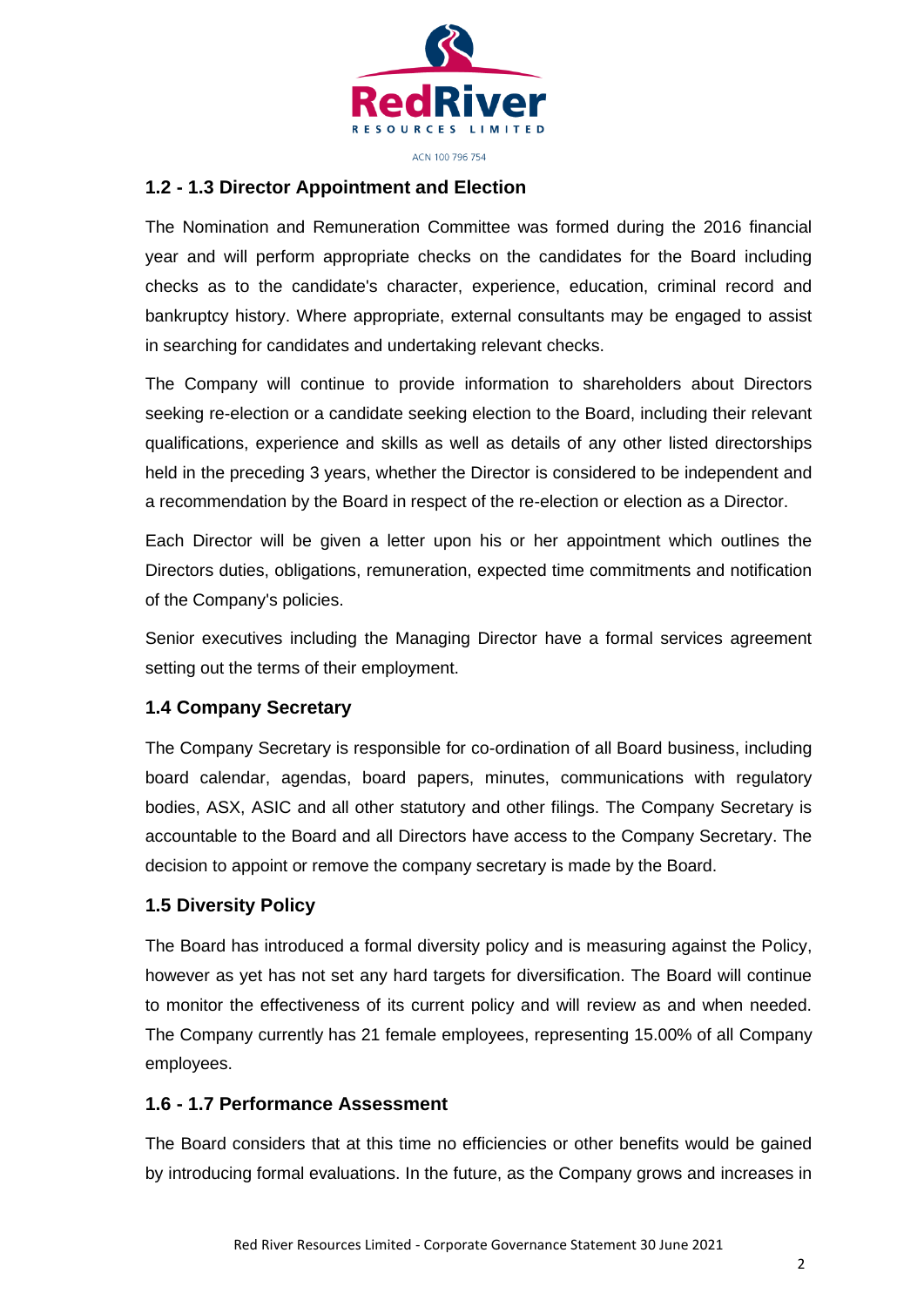## 1.2 - 1.3 Director Appointment and Election

The Nomination and Remuneration Committee was formed during the 2016 financial year and will perform appropriate checks on the candidates for the Board including checks as to the candidate's character, experience, education, criminal record and bankruptcy history. Where appropriate, external consultants may be engaged to assist in searching for candidates and undertaking relevant checks.

The Company will continue to provide information to shareholders about Directors seeking re-election or a candidate seeking election to the Board, including their relevant qualifications, experience and skills as well as details of any other listed directorships held in the preceding 3 years, whether the Director is considered to be independent and a recommendation by the Board in respect of the re-election or election as a Director.

Each Director will be given a letter upon his or her appointment which outlines the Directors duties, obligations, remuneration, expected time commitments and notification of the Company's policies.

Senior executives including the Managing Director have a formal services agreement setting out the terms of their employment.

## 1.4 Company Secretary

The Company Secretary is responsible for co-ordination of all Board business, including board calendar, agendas, board papers, minutes, communications with regulatory bodies, ASX, ASIC and all other statutory and other filings. The Company Secretary is accountable to the Board and all Directors have access to the Company Secretary. The decision to appoint or remove the company secretary is made by the Board.

## 1.5 Diversity Policy

The Board has introduced a formal diversity policy and is measuring against the Policy, however as yet has not set any hard targets for diversification. The Board will continue to monitor the effectiveness of its current policy and will review as and when needed. The Company currently has 21 female employees, representing 15.00% of all Company employees.

## 1.6 - 1.7 Performance Assessment

The Board considers that at this time no efficiencies or other benefits would be gained by introducing formal evaluations. In the future, as the Company grows and increases in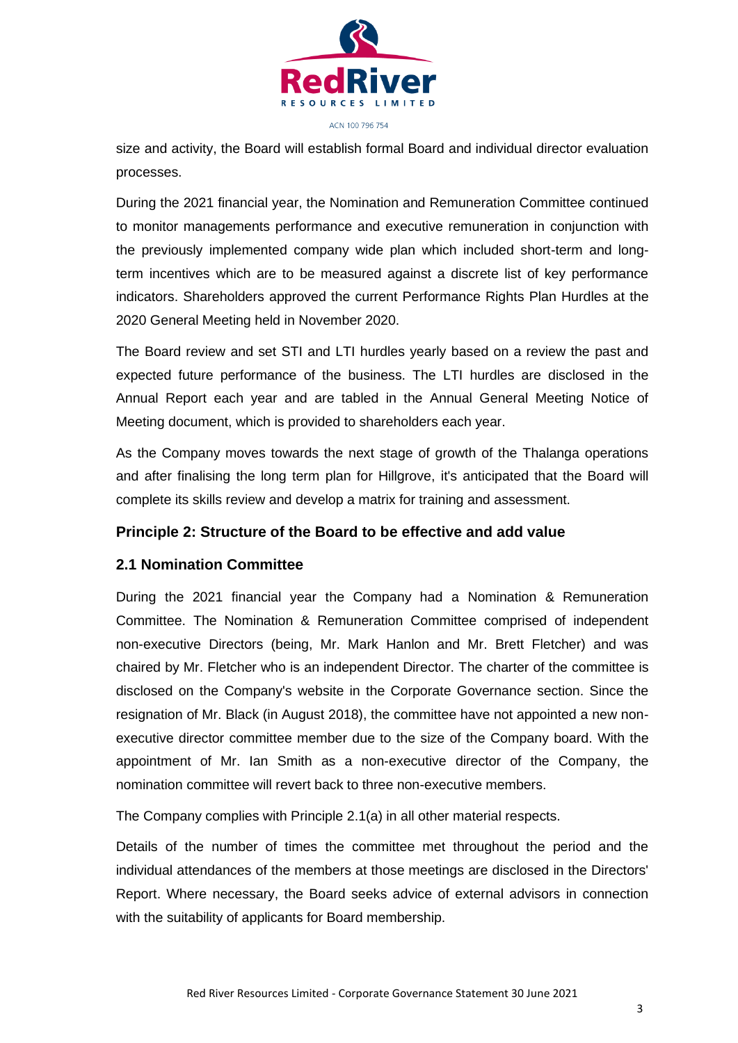size and activity, the Board will establish formal Board and individual director evaluation processes.

During the 2021 financial year, the Nomination and Remuneration Committee continued to monitor managements performance and executive remuneration in conjunction with the previously implemented company wide plan which included short-term and long-term incentives which are to be measured against a discrete list of key performance indicators. Shareholders approved the current Performance Rights Plan Hurdles at the 2020 General Meeting held in November 2020.

The Board review and set STI and LTI hurdles yearly based on a review the past and expected future performance of the business. The LTI hurdles are disclosed in the Annual Report each year and are tabled in the Annual General Meeting Notice of Meeting document, which is provided to shareholders each year.

As the Company moves towards the next stage of growth of the Thalanga operations and after finalising the long term plan for Hillgrove, it's anticipated that the Board will complete its skills review and develop a matrix for training and assessment.

## Principle 2: Structure of the Board to be effective and add value

### 2.1 Nomination Committee

During the 2021 financial year the Company had a Nomination & Remuneration Committee. The Nomination & Remuneration Committee comprised of independent non-executive Directors (being, Mr. Mark Hanlon and Mr. Brett Fletcher) and was chaired by Mr. Fletcher who is an independent Director. The charter of the committee is disclosed on the Company's website in the Corporate Governance section. Since the resignation of Mr. Black (in August 2018), the committee have not appointed a new non-executive director committee member due to the size of the Company board. With the appointment of Mr. Ian Smith as a non-executive director of the Company, the nomination committee will revert back to three non-executive members.

The Company complies with Principle 2.1(a) in all other material respects.

Details of the number of times the committee met throughout the period and the individual attendances of the members at those meetings are disclosed in the Directors' Report. Where necessary, the Board seeks advice of external advisors in connection with the suitability of applicants for Board membership.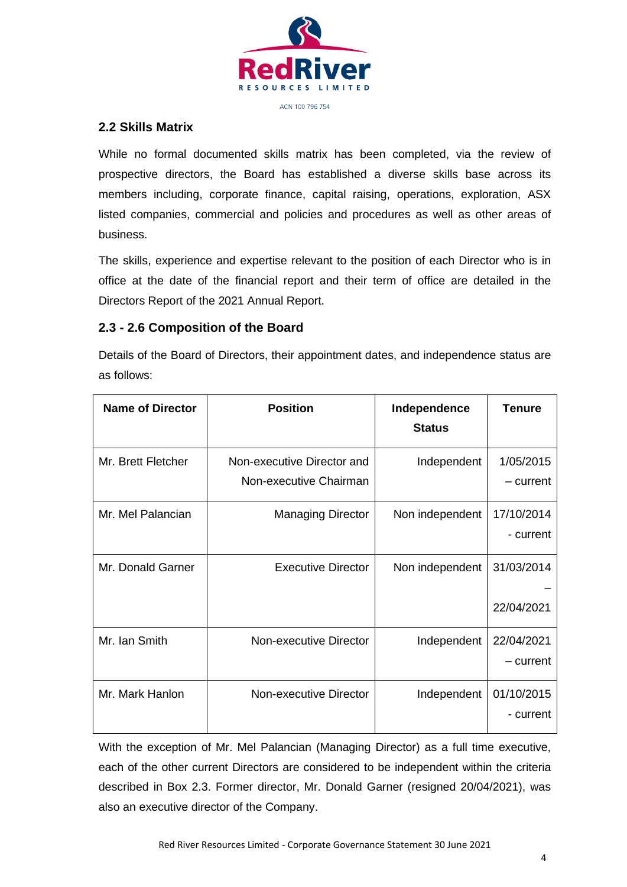## 2.2 Skills Matrix

While no formal documented skills matrix has been completed, via the review of prospective directors, the Board has established a diverse skills base across its members including, corporate finance, capital raising, operations, exploration, ASX listed companies, commercial and policies and procedures as well as other areas of business.

The skills, experience and expertise relevant to the position of each Director who is in office at the date of the financial report and their term of office are detailed in the Directors Report of the 2021 Annual Report.

## 2.3 - 2.6 Composition of the Board

Details of the Board of Directors, their appointment dates, and independence status are as follows:

| Name of Director | Position | Independence Status | Tenure |
|---|---|---|---|
| Mr. Brett Fletcher | Non-executive Director and Non-executive Chairman | Independent | 1/05/2015 – current |
| Mr. Mel Palancian | Managing Director | Non independent | 17/10/2014 - current |
| Mr. Donald Garner | Executive Director | Non independent | 31/03/2014 – 22/04/2021 |
| Mr. Ian Smith | Non-executive Director | Independent | 22/04/2021 – current |
| Mr. Mark Hanlon | Non-executive Director | Independent | 01/10/2015 - current |

With the exception of Mr. Mel Palancian (Managing Director) as a full time executive, each of the other current Directors are considered to be independent within the criteria described in Box 2.3. Former director, Mr. Donald Garner (resigned 20/04/2021), was also an executive director of the Company.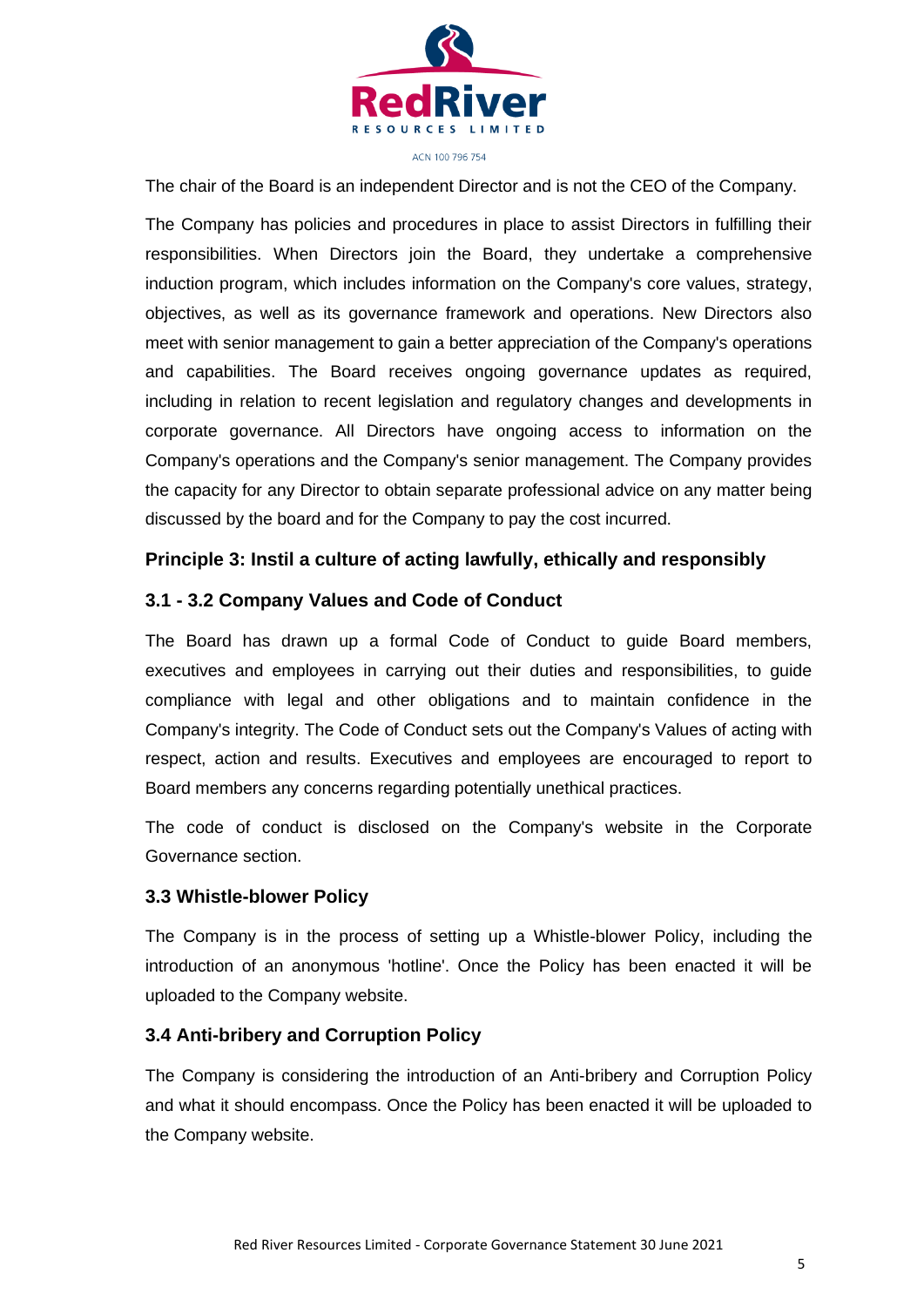The chair of the Board is an independent Director and is not the CEO of the Company.

The Company has policies and procedures in place to assist Directors in fulfilling their responsibilities. When Directors join the Board, they undertake a comprehensive induction program, which includes information on the Company's core values, strategy, objectives, as well as its governance framework and operations. New Directors also meet with senior management to gain a better appreciation of the Company's operations and capabilities. The Board receives ongoing governance updates as required, including in relation to recent legislation and regulatory changes and developments in corporate governance. All Directors have ongoing access to information on the Company's operations and the Company's senior management. The Company provides the capacity for any Director to obtain separate professional advice on any matter being discussed by the board and for the Company to pay the cost incurred.

## Principle 3: Instil a culture of acting lawfully, ethically and responsibly

### 3.1 - 3.2 Company Values and Code of Conduct

The Board has drawn up a formal Code of Conduct to guide Board members, executives and employees in carrying out their duties and responsibilities, to guide compliance with legal and other obligations and to maintain confidence in the Company's integrity. The Code of Conduct sets out the Company's Values of acting with respect, action and results. Executives and employees are encouraged to report to Board members any concerns regarding potentially unethical practices.

The code of conduct is disclosed on the Company's website in the Corporate Governance section.

### 3.3 Whistle-blower Policy

The Company is in the process of setting up a Whistle-blower Policy, including the introduction of an anonymous 'hotline'. Once the Policy has been enacted it will be uploaded to the Company website.

### 3.4 Anti-bribery and Corruption Policy

The Company is considering the introduction of an Anti-bribery and Corruption Policy and what it should encompass. Once the Policy has been enacted it will be uploaded to the Company website.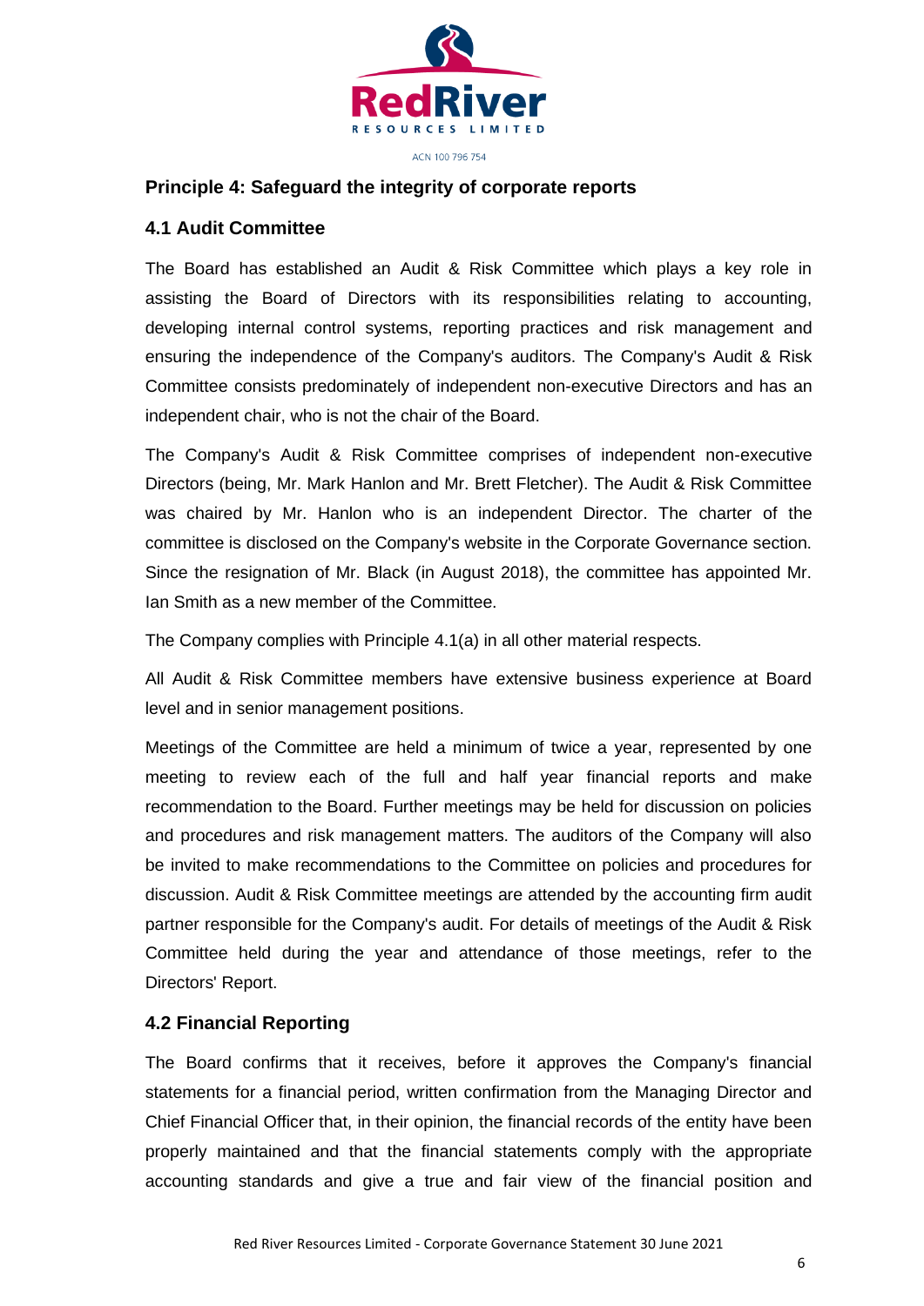## Principle 4: Safeguard the integrity of corporate reports

### 4.1 Audit Committee

The Board has established an Audit & Risk Committee which plays a key role in assisting the Board of Directors with its responsibilities relating to accounting, developing internal control systems, reporting practices and risk management and ensuring the independence of the Company's auditors. The Company's Audit & Risk Committee consists predominately of independent non-executive Directors and has an independent chair, who is not the chair of the Board.

The Company's Audit & Risk Committee comprises of independent non-executive Directors (being, Mr. Mark Hanlon and Mr. Brett Fletcher). The Audit & Risk Committee was chaired by Mr. Hanlon who is an independent Director. The charter of the committee is disclosed on the Company's website in the Corporate Governance section. Since the resignation of Mr. Black (in August 2018), the committee has appointed Mr. Ian Smith as a new member of the Committee.

The Company complies with Principle 4.1(a) in all other material respects.

All Audit & Risk Committee members have extensive business experience at Board level and in senior management positions.

Meetings of the Committee are held a minimum of twice a year, represented by one meeting to review each of the full and half year financial reports and make recommendation to the Board. Further meetings may be held for discussion on policies and procedures and risk management matters. The auditors of the Company will also be invited to make recommendations to the Committee on policies and procedures for discussion. Audit & Risk Committee meetings are attended by the accounting firm audit partner responsible for the Company's audit. For details of meetings of the Audit & Risk Committee held during the year and attendance of those meetings, refer to the Directors' Report.

### 4.2 Financial Reporting

The Board confirms that it receives, before it approves the Company's financial statements for a financial period, written confirmation from the Managing Director and Chief Financial Officer that, in their opinion, the financial records of the entity have been properly maintained and that the financial statements comply with the appropriate accounting standards and give a true and fair view of the financial position and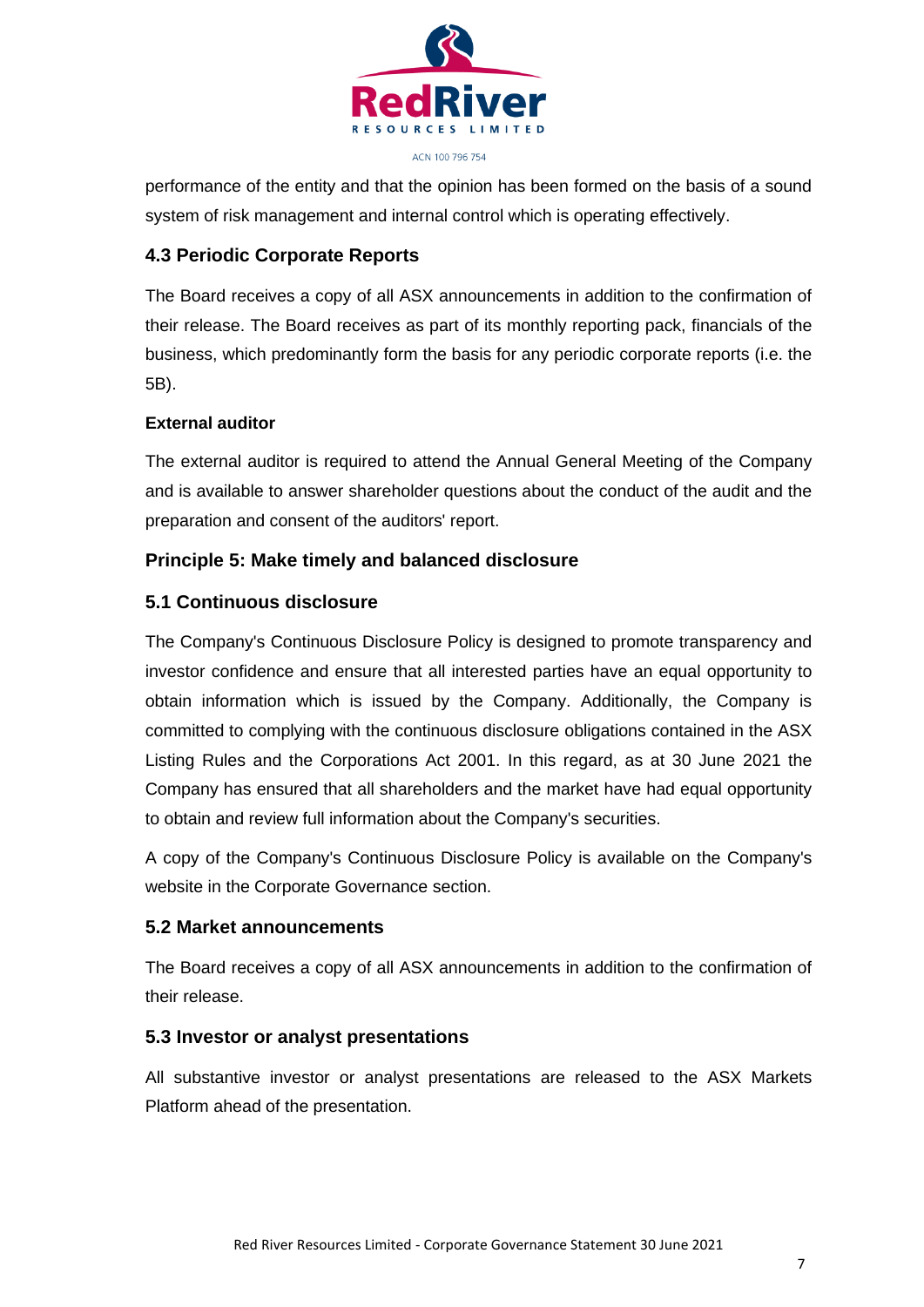performance of the entity and that the opinion has been formed on the basis of a sound system of risk management and internal control which is operating effectively.

### 4.3 Periodic Corporate Reports

The Board receives a copy of all ASX announcements in addition to the confirmation of their release. The Board receives as part of its monthly reporting pack, financials of the business, which predominantly form the basis for any periodic corporate reports (i.e. the 5B).

**External auditor**

The external auditor is required to attend the Annual General Meeting of the Company and is available to answer shareholder questions about the conduct of the audit and the preparation and consent of the auditors' report.

## Principle 5: Make timely and balanced disclosure

### 5.1 Continuous disclosure

The Company's Continuous Disclosure Policy is designed to promote transparency and investor confidence and ensure that all interested parties have an equal opportunity to obtain information which is issued by the Company. Additionally, the Company is committed to complying with the continuous disclosure obligations contained in the ASX Listing Rules and the Corporations Act 2001. In this regard, as at 30 June 2021 the Company has ensured that all shareholders and the market have had equal opportunity to obtain and review full information about the Company's securities.

A copy of the Company's Continuous Disclosure Policy is available on the Company's website in the Corporate Governance section.

### 5.2 Market announcements

The Board receives a copy of all ASX announcements in addition to the confirmation of their release.

### 5.3 Investor or analyst presentations

All substantive investor or analyst presentations are released to the ASX Markets Platform ahead of the presentation.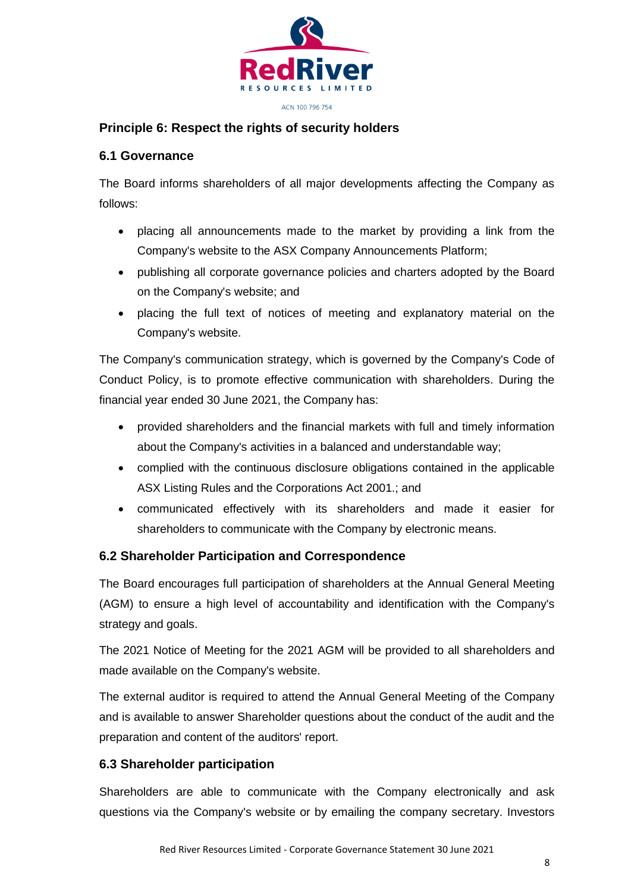## Principle 6: Respect the rights of security holders

### 6.1 Governance

The Board informs shareholders of all major developments affecting the Company as follows:

- placing all announcements made to the market by providing a link from the Company's website to the ASX Company Announcements Platform;
- publishing all corporate governance policies and charters adopted by the Board on the Company's website; and
- placing the full text of notices of meeting and explanatory material on the Company's website.

The Company's communication strategy, which is governed by the Company's Code of Conduct Policy, is to promote effective communication with shareholders. During the financial year ended 30 June 2021, the Company has:

- provided shareholders and the financial markets with full and timely information about the Company's activities in a balanced and understandable way;
- complied with the continuous disclosure obligations contained in the applicable ASX Listing Rules and the Corporations Act 2001.; and
- communicated effectively with its shareholders and made it easier for shareholders to communicate with the Company by electronic means.

### 6.2 Shareholder Participation and Correspondence

The Board encourages full participation of shareholders at the Annual General Meeting (AGM) to ensure a high level of accountability and identification with the Company's strategy and goals.

The 2021 Notice of Meeting for the 2021 AGM will be provided to all shareholders and made available on the Company's website.

The external auditor is required to attend the Annual General Meeting of the Company and is available to answer Shareholder questions about the conduct of the audit and the preparation and content of the auditors' report.

### 6.3 Shareholder participation

Shareholders are able to communicate with the Company electronically and ask questions via the Company's website or by emailing the company secretary. Investors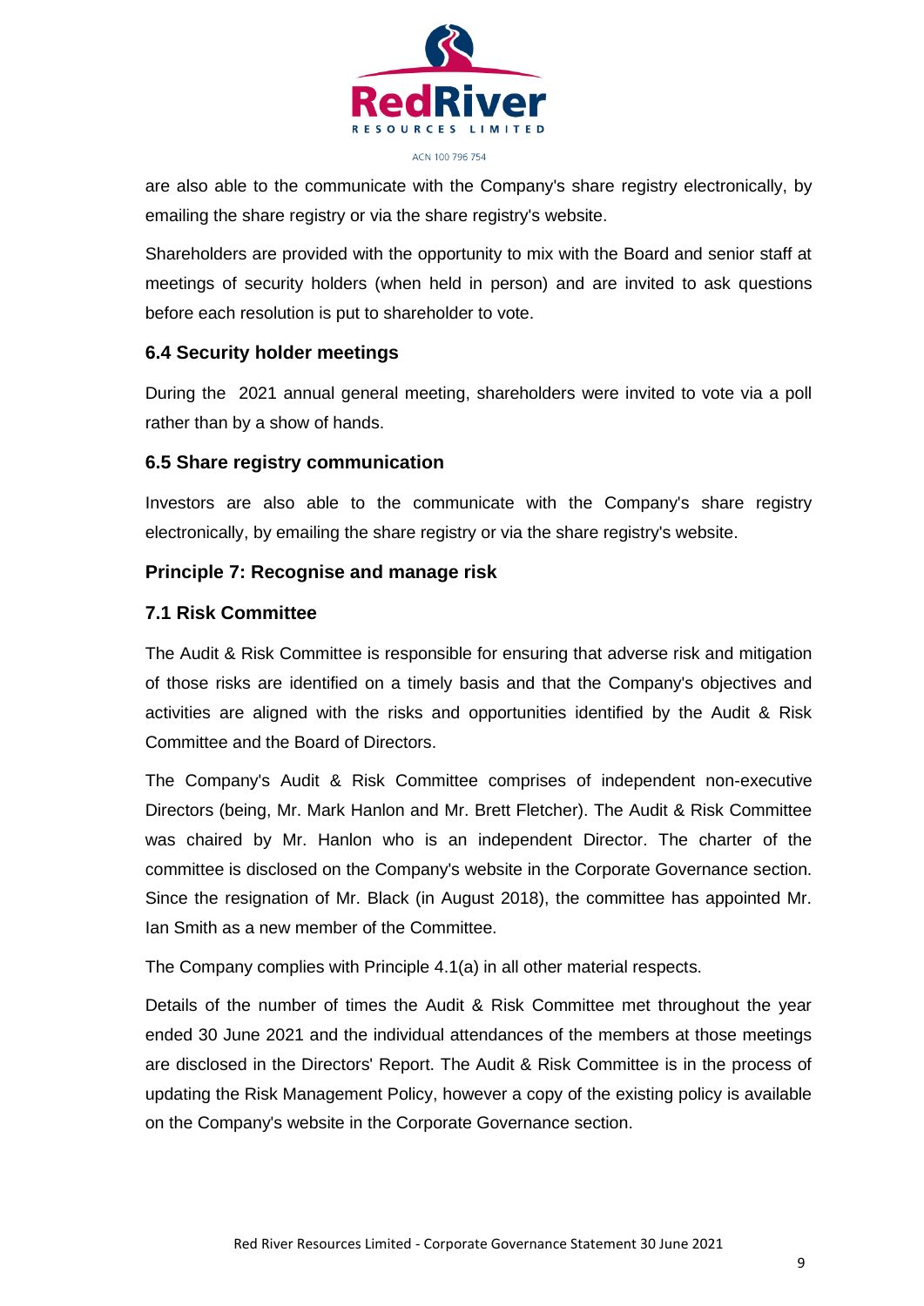are also able to the communicate with the Company's share registry electronically, by emailing the share registry or via the share registry's website.

Shareholders are provided with the opportunity to mix with the Board and senior staff at meetings of security holders (when held in person) and are invited to ask questions before each resolution is put to shareholder to vote.

### 6.4 Security holder meetings

During the 2021 annual general meeting, shareholders were invited to vote via a poll rather than by a show of hands.

### 6.5 Share registry communication

Investors are also able to the communicate with the Company's share registry electronically, by emailing the share registry or via the share registry's website.

## Principle 7: Recognise and manage risk

### 7.1 Risk Committee

The Audit & Risk Committee is responsible for ensuring that adverse risk and mitigation of those risks are identified on a timely basis and that the Company's objectives and activities are aligned with the risks and opportunities identified by the Audit & Risk Committee and the Board of Directors.

The Company's Audit & Risk Committee comprises of independent non-executive Directors (being, Mr. Mark Hanlon and Mr. Brett Fletcher). The Audit & Risk Committee was chaired by Mr. Hanlon who is an independent Director. The charter of the committee is disclosed on the Company's website in the Corporate Governance section. Since the resignation of Mr. Black (in August 2018), the committee has appointed Mr. Ian Smith as a new member of the Committee.

The Company complies with Principle 4.1(a) in all other material respects.

Details of the number of times the Audit & Risk Committee met throughout the year ended 30 June 2021 and the individual attendances of the members at those meetings are disclosed in the Directors' Report. The Audit & Risk Committee is in the process of updating the Risk Management Policy, however a copy of the existing policy is available on the Company's website in the Corporate Governance section.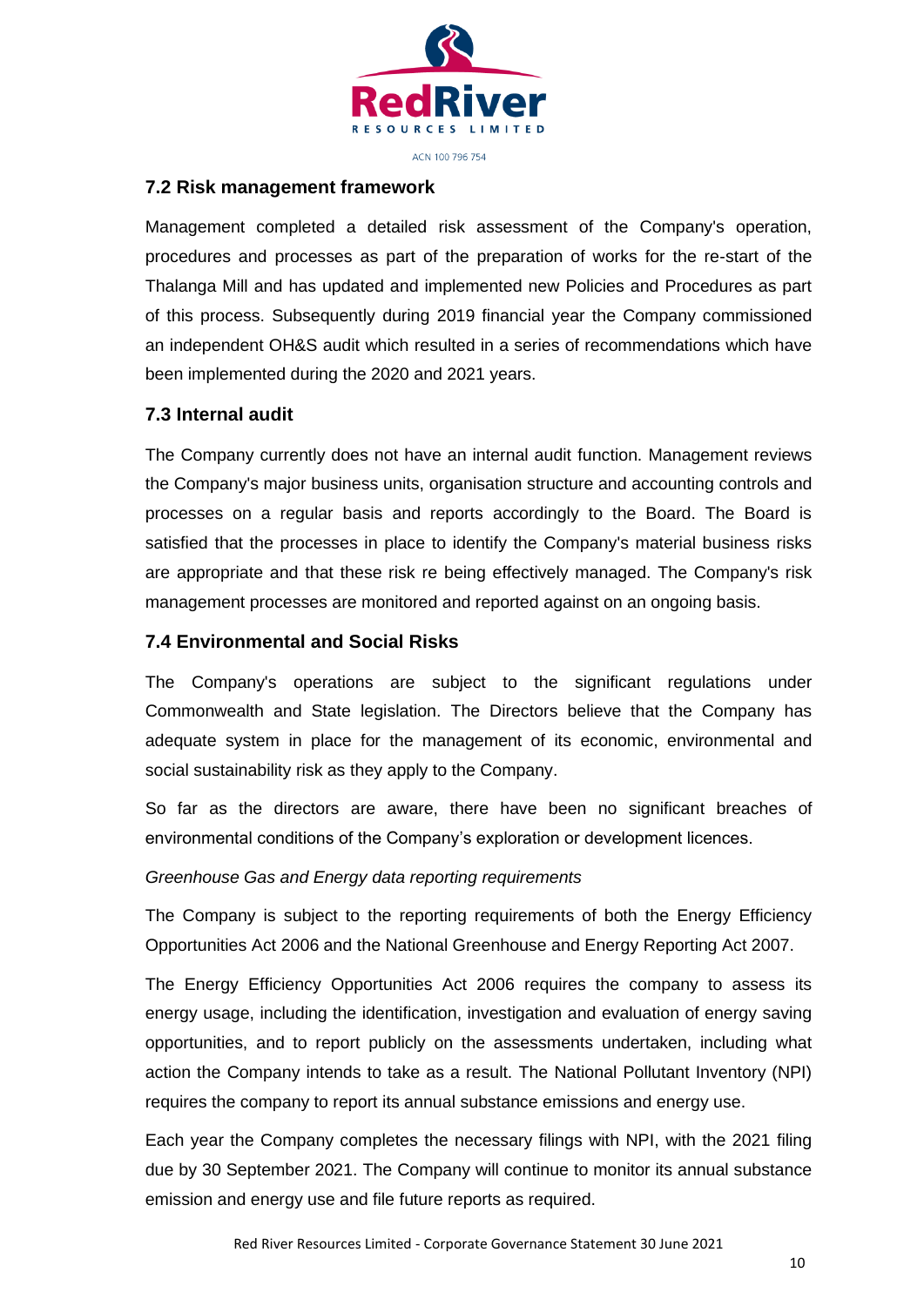## 7.2 Risk management framework

Management completed a detailed risk assessment of the Company's operation, procedures and processes as part of the preparation of works for the re-start of the Thalanga Mill and has updated and implemented new Policies and Procedures as part of this process. Subsequently during 2019 financial year the Company commissioned an independent OH&S audit which resulted in a series of recommendations which have been implemented during the 2020 and 2021 years.

## 7.3 Internal audit

The Company currently does not have an internal audit function. Management reviews the Company's major business units, organisation structure and accounting controls and processes on a regular basis and reports accordingly to the Board. The Board is satisfied that the processes in place to identify the Company's material business risks are appropriate and that these risk re being effectively managed. The Company's risk management processes are monitored and reported against on an ongoing basis.

## 7.4 Environmental and Social Risks

The Company's operations are subject to the significant regulations under Commonwealth and State legislation. The Directors believe that the Company has adequate system in place for the management of its economic, environmental and social sustainability risk as they apply to the Company.

So far as the directors are aware, there have been no significant breaches of environmental conditions of the Company's exploration or development licences.

*Greenhouse Gas and Energy data reporting requirements*

The Company is subject to the reporting requirements of both the Energy Efficiency Opportunities Act 2006 and the National Greenhouse and Energy Reporting Act 2007.

The Energy Efficiency Opportunities Act 2006 requires the company to assess its energy usage, including the identification, investigation and evaluation of energy saving opportunities, and to report publicly on the assessments undertaken, including what action the Company intends to take as a result. The National Pollutant Inventory (NPI) requires the company to report its annual substance emissions and energy use.

Each year the Company completes the necessary filings with NPI, with the 2021 filing due by 30 September 2021. The Company will continue to monitor its annual substance emission and energy use and file future reports as required.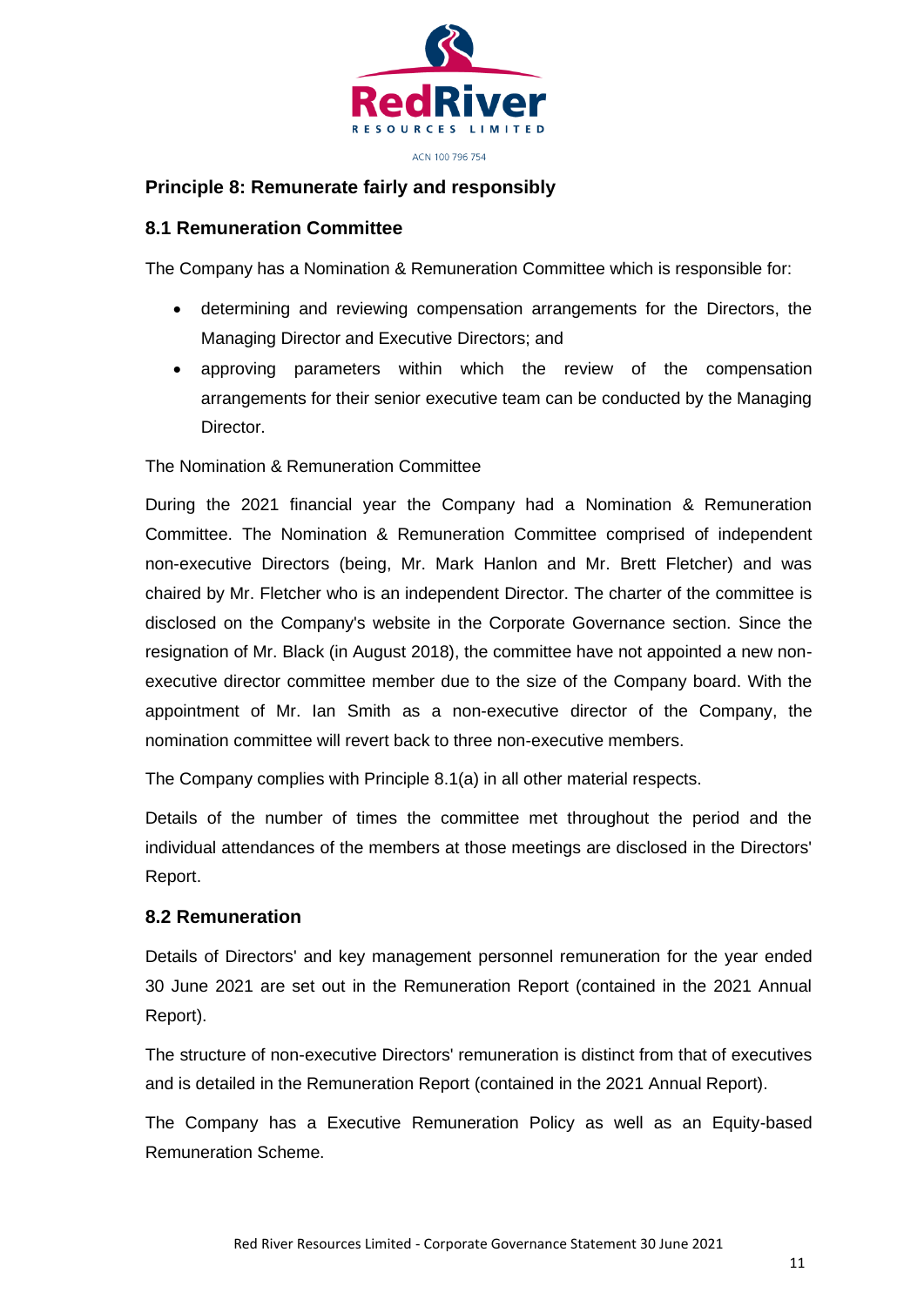## Principle 8: Remunerate fairly and responsibly

### 8.1 Remuneration Committee

The Company has a Nomination & Remuneration Committee which is responsible for:

- determining and reviewing compensation arrangements for the Directors, the Managing Director and Executive Directors; and
- approving parameters within which the review of the compensation arrangements for their senior executive team can be conducted by the Managing Director.

The Nomination & Remuneration Committee

During the 2021 financial year the Company had a Nomination & Remuneration Committee. The Nomination & Remuneration Committee comprised of independent non-executive Directors (being, Mr. Mark Hanlon and Mr. Brett Fletcher) and was chaired by Mr. Fletcher who is an independent Director. The charter of the committee is disclosed on the Company's website in the Corporate Governance section. Since the resignation of Mr. Black (in August 2018), the committee have not appointed a new non-executive director committee member due to the size of the Company board. With the appointment of Mr. Ian Smith as a non-executive director of the Company, the nomination committee will revert back to three non-executive members.

The Company complies with Principle 8.1(a) in all other material respects.

Details of the number of times the committee met throughout the period and the individual attendances of the members at those meetings are disclosed in the Directors' Report.

### 8.2 Remuneration

Details of Directors' and key management personnel remuneration for the year ended 30 June 2021 are set out in the Remuneration Report (contained in the 2021 Annual Report).

The structure of non-executive Directors' remuneration is distinct from that of executives and is detailed in the Remuneration Report (contained in the 2021 Annual Report).

The Company has a Executive Remuneration Policy as well as an Equity-based Remuneration Scheme.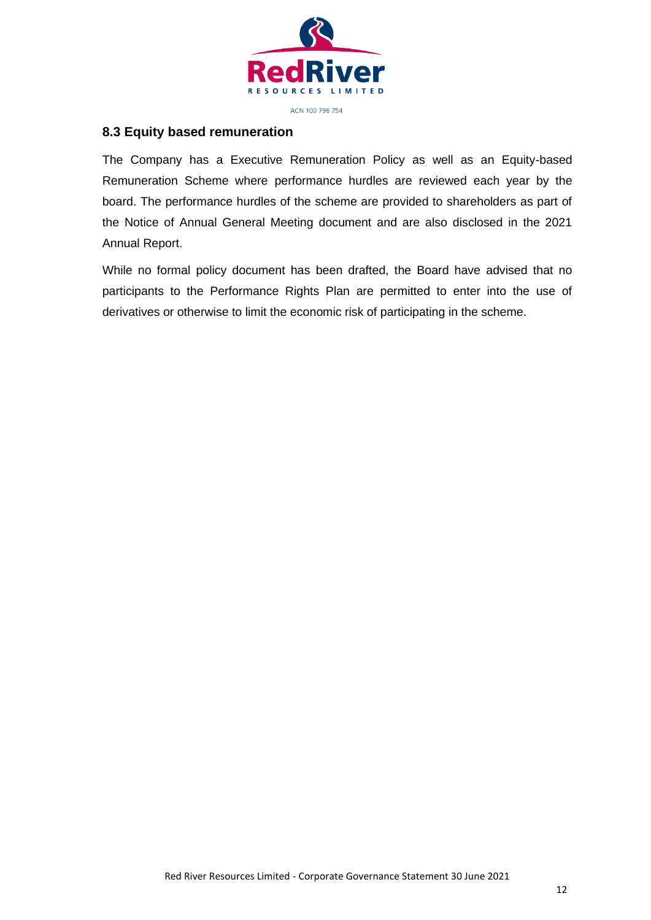## 8.3 Equity based remuneration

The Company has a Executive Remuneration Policy as well as an Equity-based Remuneration Scheme where performance hurdles are reviewed each year by the board. The performance hurdles of the scheme are provided to shareholders as part of the Notice of Annual General Meeting document and are also disclosed in the 2021 Annual Report.

While no formal policy document has been drafted, the Board have advised that no participants to the Performance Rights Plan are permitted to enter into the use of derivatives or otherwise to limit the economic risk of participating in the scheme.